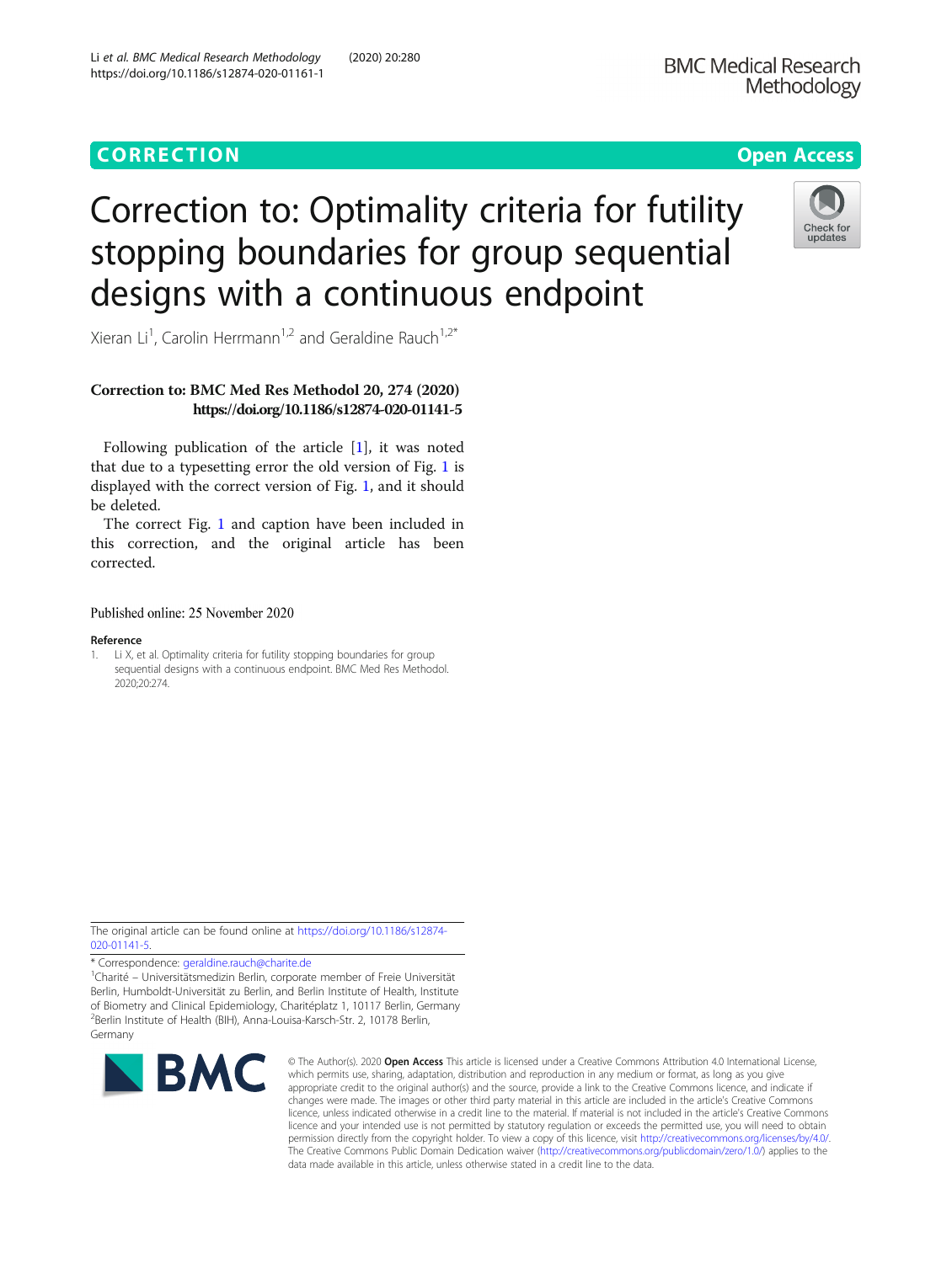**CORRECTION** **Open Access**

# Correction to: Optimality criteria for futility stopping boundaries for group sequential designs with a continuous endpoint

Xieran Li[1], Carolin Herrmann[1,2] and Geraldine Rauch[1,2*]

**Correction to: BMC Med Res Methodol 20, 274 (2020)**
**https://doi.org/10.1186/s12874-020-01141-5**

Following publication of the article [1], it was noted that due to a typesetting error the old version of Fig. 1 is displayed with the correct version of Fig. 1, and it should be deleted.

The correct Fig. 1 and caption have been included in this correction, and the original article has been corrected.

Published online: 25 November 2020

## Reference

1. Li X, et al. Optimality criteria for futility stopping boundaries for group sequential designs with a continuous endpoint. BMC Med Res Methodol. 2020;20:274.

The original article can be found online at https://doi.org/10.1186/s12874-020-01141-5.

\* Correspondence: geraldine.rauch@charite.de

[1]Charité – Universitätsmedizin Berlin, corporate member of Freie Universität Berlin, Humboldt-Universität zu Berlin, and Berlin Institute of Health, Institute of Biometry and Clinical Epidemiology, Charitéplatz 1, 10117 Berlin, Germany

[2]Berlin Institute of Health (BIH), Anna-Louisa-Karsch-Str. 2, 10178 Berlin, Germany

© The Author(s). 2020 **Open Access** This article is licensed under a Creative Commons Attribution 4.0 International License, which permits use, sharing, adaptation, distribution and reproduction in any medium or format, as long as you give appropriate credit to the original author(s) and the source, provide a link to the Creative Commons licence, and indicate if changes were made. The images or other third party material in this article are included in the article's Creative Commons licence, unless indicated otherwise in a credit line to the material. If material is not included in the article's Creative Commons licence and your intended use is not permitted by statutory regulation or exceeds the permitted use, you will need to obtain permission directly from the copyright holder. To view a copy of this licence, visit http://creativecommons.org/licenses/by/4.0/. The Creative Commons Public Domain Dedication waiver (http://creativecommons.org/publicdomain/zero/1.0/) applies to the data made available in this article, unless otherwise stated in a credit line to the data.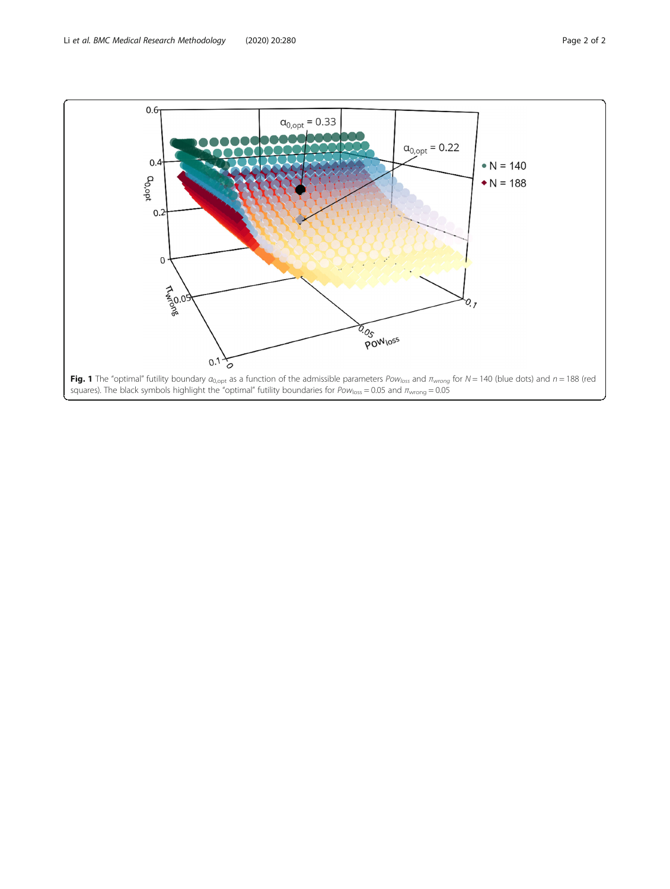0.6

0.4

0.2

0

$\alpha_{0,opt}$

$\alpha_{0,opt}$ = 0.33

$\alpha_{0,opt}$ = 0.22

● N = 140

◆ N = 188

$\pi_{wrong}$

0.05

0.1

0

0.05

0.1

$Pow_{loss}$

**Fig. 1** The "optimal" futility boundary $\alpha_{0,opt}$ as a function of the admissible parameters $Pow_{loss}$ and $\pi_{wrong}$ for $N = 140$ (blue dots) and $n = 188$ (red squares). The black symbols highlight the "optimal" futility boundaries for $Pow_{loss} = 0.05$ and $\pi_{wrong} = 0.05$